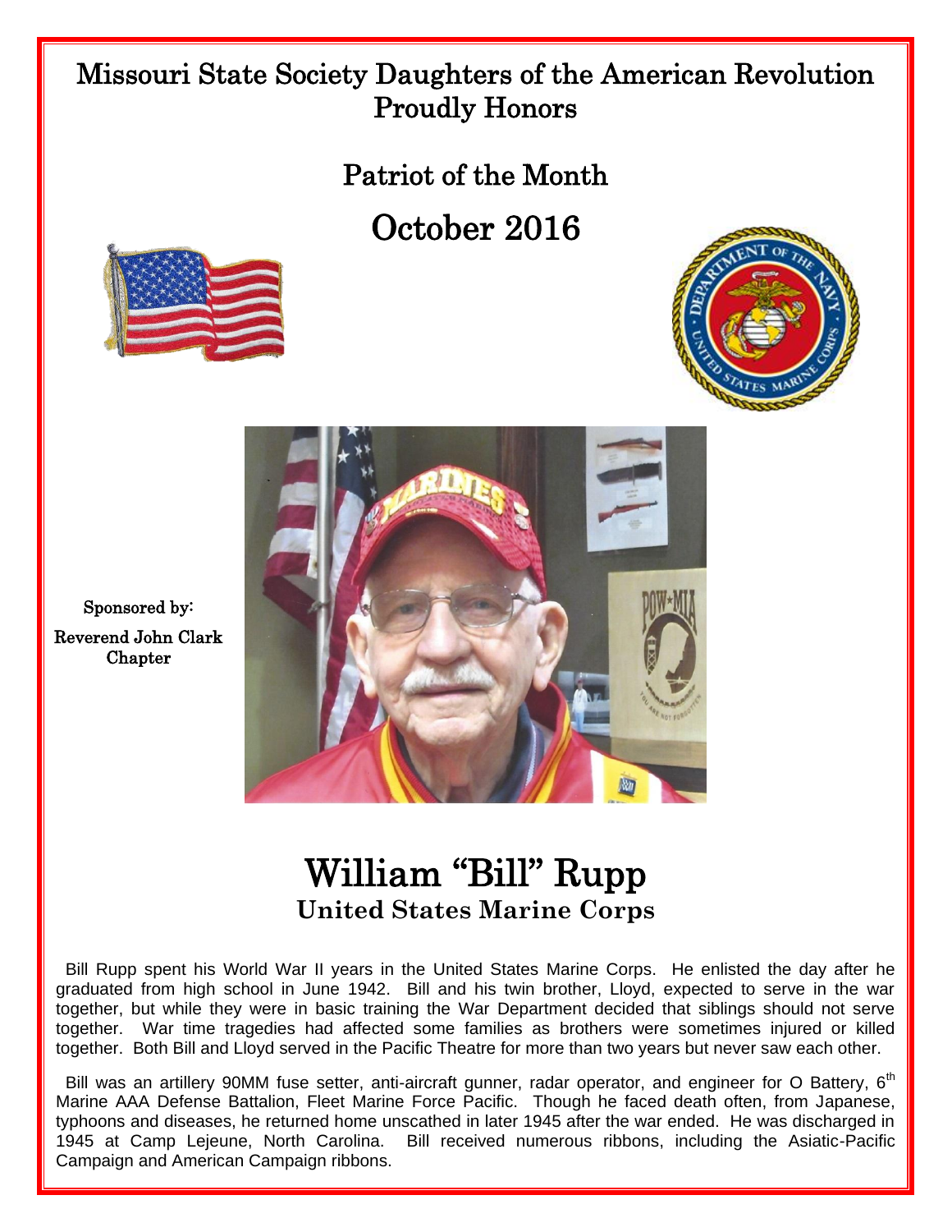Missouri State Society Daughters of the American Revolution
Proudly Honors

## Patriot of the Month

## October 2016

Sponsored by:
Reverend John Clark Chapter

# William “Bill” Rupp

**United States Marine Corps**

Bill Rupp spent his World War II years in the United States Marine Corps. He enlisted the day after he graduated from high school in June 1942. Bill and his twin brother, Lloyd, expected to serve in the war together, but while they were in basic training the War Department decided that siblings should not serve together. War time tragedies had affected some families as brothers were sometimes injured or killed together. Both Bill and Lloyd served in the Pacific Theatre for more than two years but never saw each other.

Bill was an artillery 90MM fuse setter, anti-aircraft gunner, radar operator, and engineer for O Battery, 6th Marine AAA Defense Battalion, Fleet Marine Force Pacific. Though he faced death often, from Japanese, typhoons and diseases, he returned home unscathed in later 1945 after the war ended. He was discharged in 1945 at Camp Lejeune, North Carolina. Bill received numerous ribbons, including the Asiatic-Pacific Campaign and American Campaign ribbons.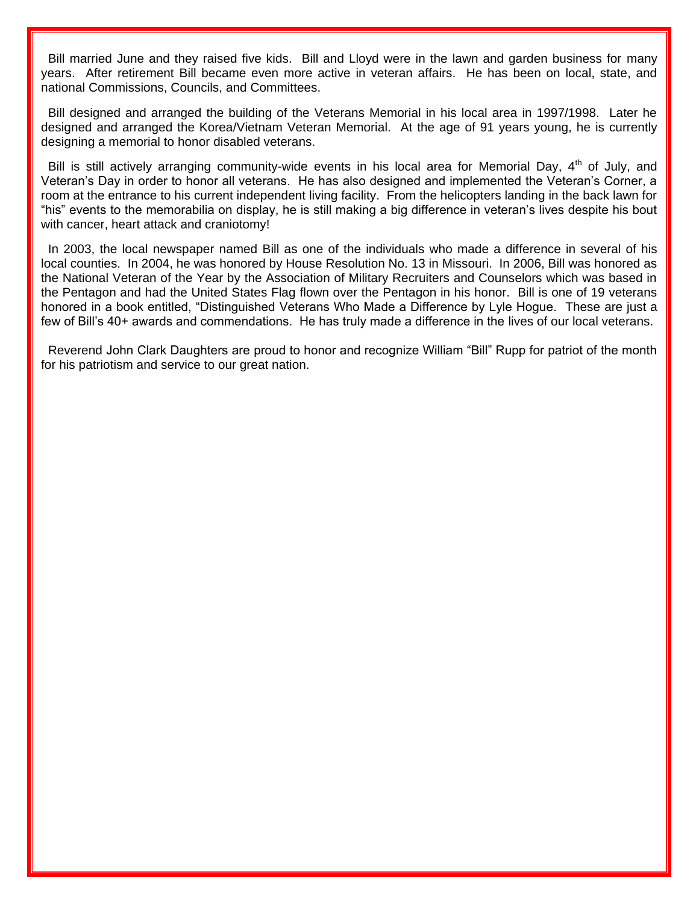Bill married June and they raised five kids. Bill and Lloyd were in the lawn and garden business for many years. After retirement Bill became even more active in veteran affairs. He has been on local, state, and national Commissions, Councils, and Committees.

Bill designed and arranged the building of the Veterans Memorial in his local area in 1997/1998. Later he designed and arranged the Korea/Vietnam Veteran Memorial. At the age of 91 years young, he is currently designing a memorial to honor disabled veterans.

Bill is still actively arranging community-wide events in his local area for Memorial Day, 4th of July, and Veteran's Day in order to honor all veterans. He has also designed and implemented the Veteran's Corner, a room at the entrance to his current independent living facility. From the helicopters landing in the back lawn for "his" events to the memorabilia on display, he is still making a big difference in veteran's lives despite his bout with cancer, heart attack and craniotomy!

In 2003, the local newspaper named Bill as one of the individuals who made a difference in several of his local counties. In 2004, he was honored by House Resolution No. 13 in Missouri. In 2006, Bill was honored as the National Veteran of the Year by the Association of Military Recruiters and Counselors which was based in the Pentagon and had the United States Flag flown over the Pentagon in his honor. Bill is one of 19 veterans honored in a book entitled, "Distinguished Veterans Who Made a Difference by Lyle Hogue. These are just a few of Bill's 40+ awards and commendations. He has truly made a difference in the lives of our local veterans.

Reverend John Clark Daughters are proud to honor and recognize William "Bill" Rupp for patriot of the month for his patriotism and service to our great nation.